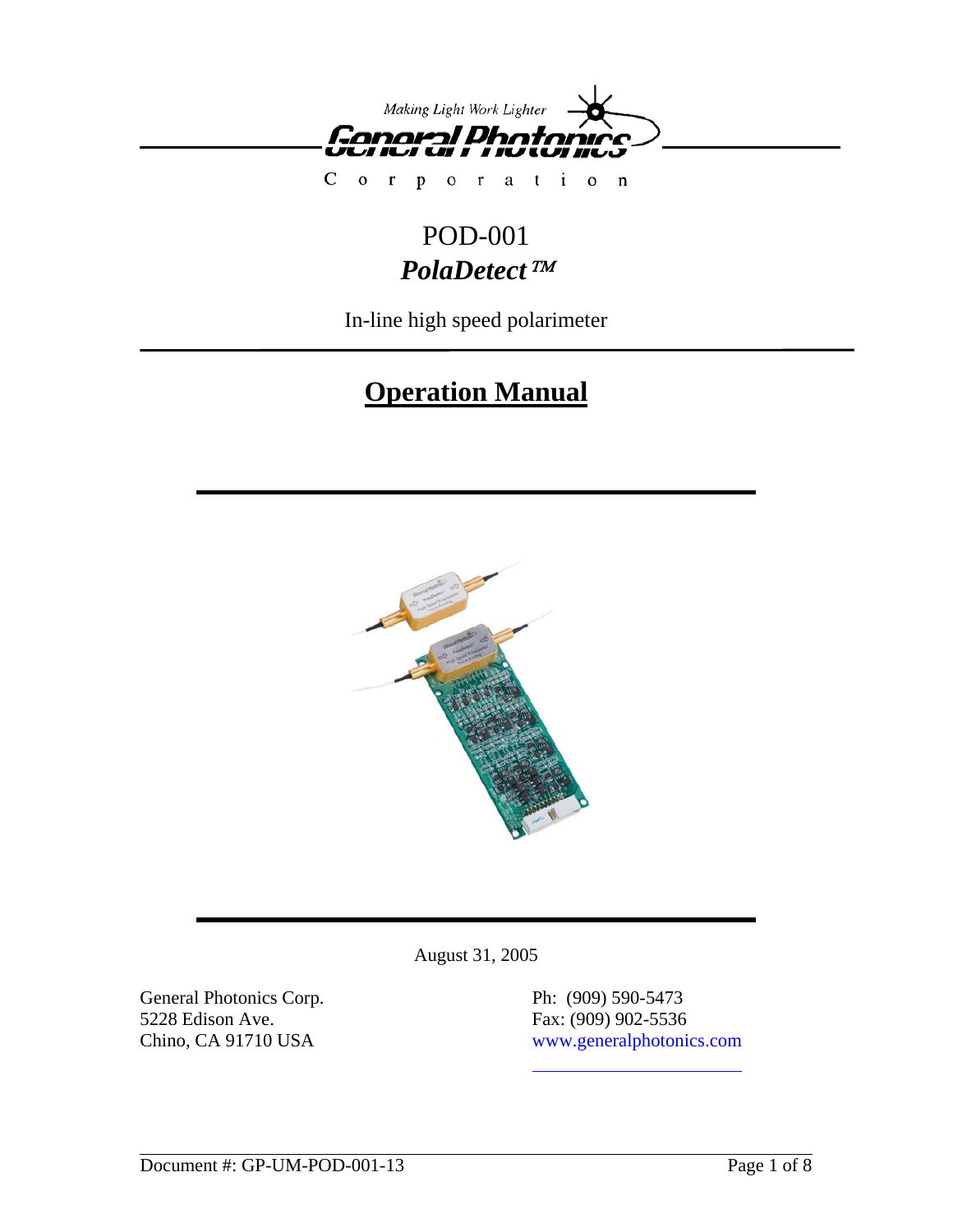Making Light Work Lighter

General Photonics Corporation

# POD-001

## *PolaDetect™*

In-line high speed polarimeter

# Operation Manual

August 31, 2005

General Photonics Corp.
5228 Edison Ave.
Chino, CA 91710 USA

Ph: (909) 590-5473
Fax: (909) 902-5536
www.generalphotonics.com

Document #: GP-UM-POD-001-13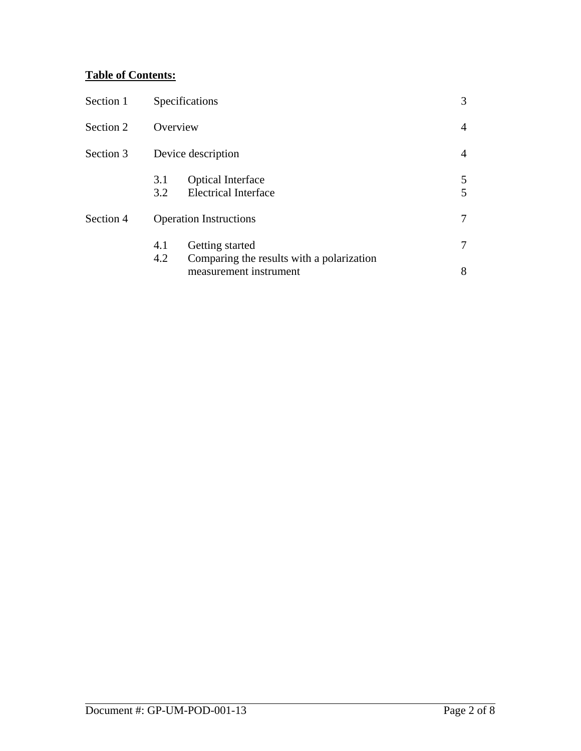**Table of Contents:**

| | | | |
|---|---|---|---|
| Section 1 | Specifications | | 3 |
| Section 2 | Overview | | 4 |
| Section 3 | Device description | | 4 |
| | 3.1 | Optical Interface | 5 |
| | 3.2 | Electrical Interface | 5 |
| Section 4 | Operation Instructions | | 7 |
| | 4.1 | Getting started | 7 |
| | 4.2 | Comparing the results with a polarization measurement instrument | 8 |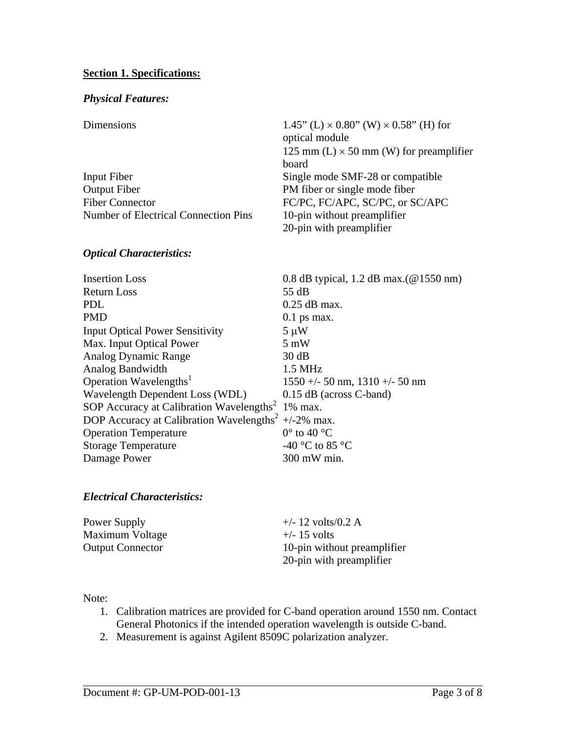## Section 1. Specifications:

### *Physical Features:*

| | |
|---|---|
| Dimensions | 1.45" (L) × 0.80" (W) × 0.58" (H) for optical module<br>125 mm (L) × 50 mm (W) for preamplifier board |
| Input Fiber | Single mode SMF-28 or compatible |
| Output Fiber | PM fiber or single mode fiber |
| Fiber Connector | FC/PC, FC/APC, SC/PC, or SC/APC |
| Number of Electrical Connection Pins | 10-pin without preamplifier<br>20-pin with preamplifier |

### *Optical Characteristics:*

| | |
|---|---|
| Insertion Loss | 0.8 dB typical, 1.2 dB max.(@1550 nm) |
| Return Loss | 55 dB |
| PDL | 0.25 dB max. |
| PMD | 0.1 ps max. |
| Input Optical Power Sensitivity | 5 μW |
| Max. Input Optical Power | 5 mW |
| Analog Dynamic Range | 30 dB |
| Analog Bandwidth | 1.5 MHz |
| Operation Wavelengths[1] | 1550 +/- 50 nm, 1310 +/- 50 nm |
| Wavelength Dependent Loss (WDL) | 0.15 dB (across C-band) |
| SOP Accuracy at Calibration Wavelengths[2] | 1% max. |
| DOP Accuracy at Calibration Wavelengths[2] | +/-2% max. |
| Operation Temperature | 0° to 40 °C |
| Storage Temperature | -40 °C to 85 °C |
| Damage Power | 300 mW min. |

### *Electrical Characteristics:*

| | |
|---|---|
| Power Supply | +/- 12 volts/0.2 A |
| Maximum Voltage | +/- 15 volts |
| Output Connector | 10-pin without preamplifier<br>20-pin with preamplifier |

Note:

1. Calibration matrices are provided for C-band operation around 1550 nm. Contact General Photonics if the intended operation wavelength is outside C-band.
2. Measurement is against Agilent 8509C polarization analyzer.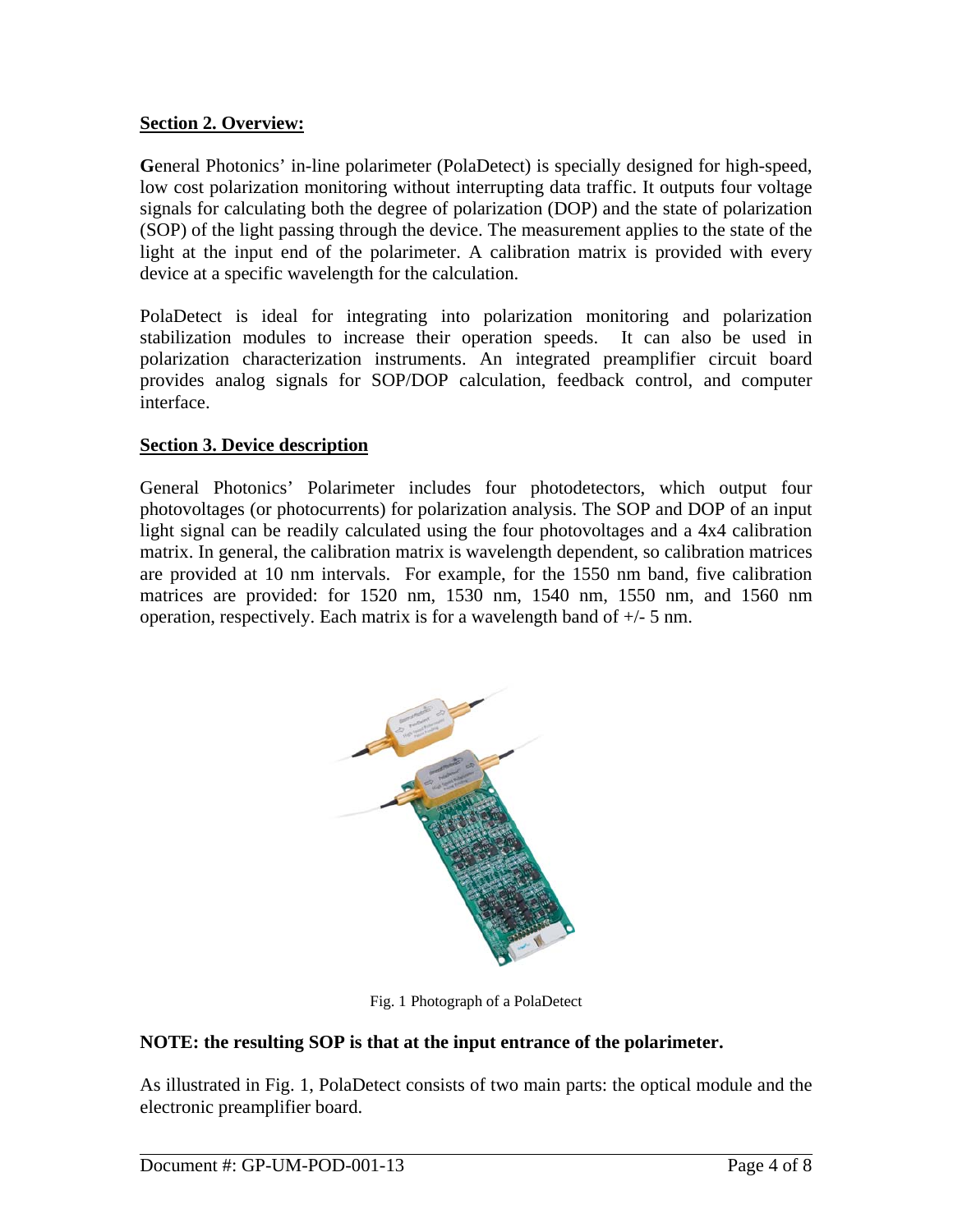## Section 2. Overview:

General Photonics' in-line polarimeter (PolaDetect) is specially designed for high-speed, low cost polarization monitoring without interrupting data traffic. It outputs four voltage signals for calculating both the degree of polarization (DOP) and the state of polarization (SOP) of the light passing through the device. The measurement applies to the state of the light at the input end of the polarimeter. A calibration matrix is provided with every device at a specific wavelength for the calculation.

PolaDetect is ideal for integrating into polarization monitoring and polarization stabilization modules to increase their operation speeds. It can also be used in polarization characterization instruments. An integrated preamplifier circuit board provides analog signals for SOP/DOP calculation, feedback control, and computer interface.

## Section 3. Device description

General Photonics' Polarimeter includes four photodetectors, which output four photovoltages (or photocurrents) for polarization analysis. The SOP and DOP of an input light signal can be readily calculated using the four photovoltages and a 4x4 calibration matrix. In general, the calibration matrix is wavelength dependent, so calibration matrices are provided at 10 nm intervals. For example, for the 1550 nm band, five calibration matrices are provided: for 1520 nm, 1530 nm, 1540 nm, 1550 nm, and 1560 nm operation, respectively. Each matrix is for a wavelength band of +/- 5 nm.

Fig. 1 Photograph of a PolaDetect

**NOTE: the resulting SOP is that at the input entrance of the polarimeter.**

As illustrated in Fig. 1, PolaDetect consists of two main parts: the optical module and the electronic preamplifier board.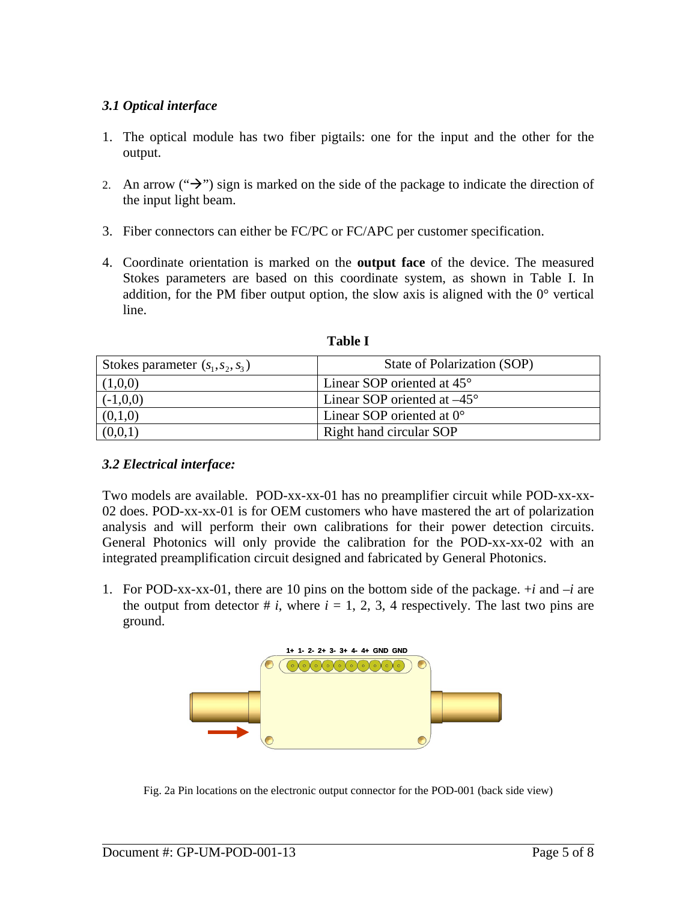### *3.1 Optical interface*

1. The optical module has two fiber pigtails: one for the input and the other for the output.

2. An arrow ("→") sign is marked on the side of the package to indicate the direction of the input light beam.

3. Fiber connectors can either be FC/PC or FC/APC per customer specification.

4. Coordinate orientation is marked on the **output face** of the device. The measured Stokes parameters are based on this coordinate system, as shown in Table I. In addition, for the PM fiber output option, the slow axis is aligned with the 0° vertical line.

**Table I**

| Stokes parameter $(s_1, s_2, s_3)$ | State of Polarization (SOP) |
|---|---|
| (1,0,0) | Linear SOP oriented at 45° |
| (-1,0,0) | Linear SOP oriented at –45° |
| (0,1,0) | Linear SOP oriented at 0° |
| (0,0,1) | Right hand circular SOP |

### *3.2 Electrical interface:*

Two models are available. POD-xx-xx-01 has no preamplifier circuit while POD-xx-xx-02 does. POD-xx-xx-01 is for OEM customers who have mastered the art of polarization analysis and will perform their own calibrations for their power detection circuits. General Photonics will only provide the calibration for the POD-xx-xx-02 with an integrated preamplification circuit designed and fabricated by General Photonics.

1. For POD-xx-xx-01, there are 10 pins on the bottom side of the package. $+i$ and $-i$ are the output from detector # $i$, where $i$ = 1, 2, 3, 4 respectively. The last two pins are ground.

1+ 1- 2- 2+ 3- 3+ 4- 4+ GND GND

Fig. 2a Pin locations on the electronic output connector for the POD-001 (back side view)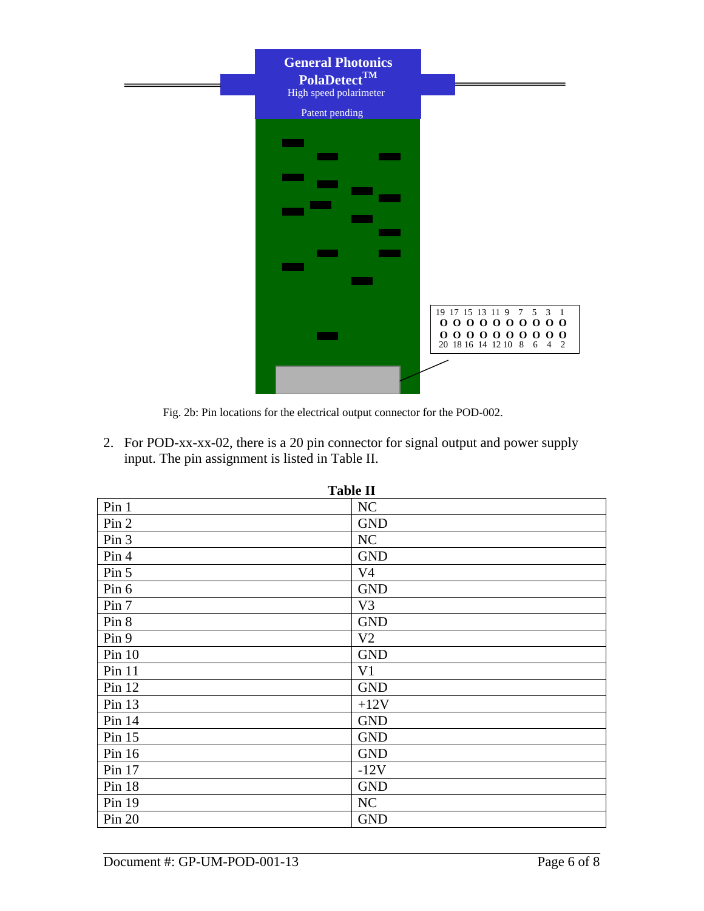Fig. 2b: Pin locations for the electrical output connector for the POD-002.

2. For POD-xx-xx-02, there is a 20 pin connector for signal output and power supply input. The pin assignment is listed in Table II.

**Table II**

| | |
|---|---|
| Pin 1 | NC |
| Pin 2 | GND |
| Pin 3 | NC |
| Pin 4 | GND |
| Pin 5 | V4 |
| Pin 6 | GND |
| Pin 7 | V3 |
| Pin 8 | GND |
| Pin 9 | V2 |
| Pin 10 | GND |
| Pin 11 | V1 |
| Pin 12 | GND |
| Pin 13 | +12V |
| Pin 14 | GND |
| Pin 15 | GND |
| Pin 16 | GND |
| Pin 17 | -12V |
| Pin 18 | GND |
| Pin 19 | NC |
| Pin 20 | GND |

Document #: GP-UM-POD-001-13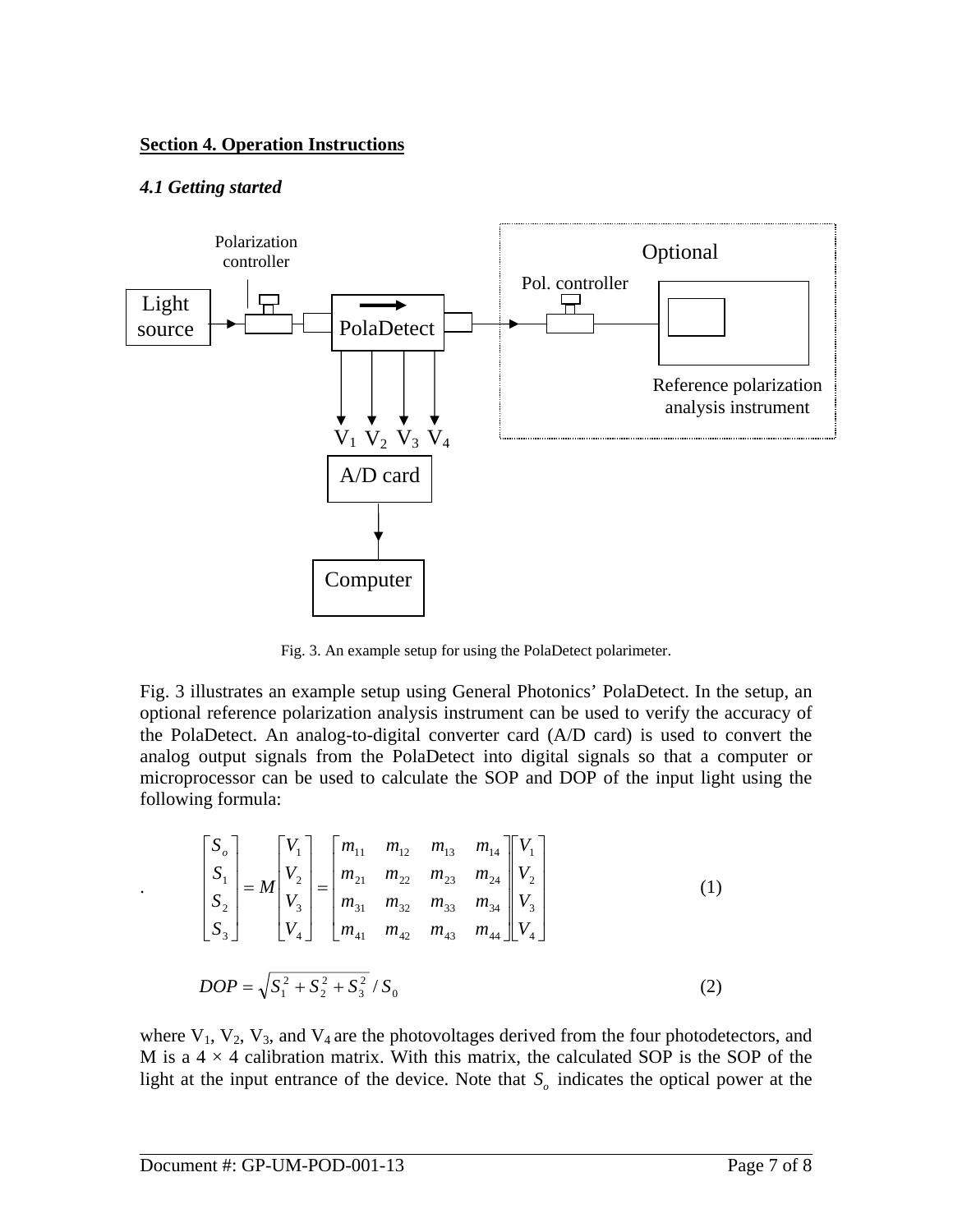**Section 4. Operation Instructions**

### *4.1 Getting started*

Fig. 3. An example setup for using the PolaDetect polarimeter.

Fig. 3 illustrates an example setup using General Photonics' PolaDetect. In the setup, an optional reference polarization analysis instrument can be used to verify the accuracy of the PolaDetect. An analog-to-digital converter card (A/D card) is used to convert the analog output signals from the PolaDetect into digital signals so that a computer or microprocessor can be used to calculate the SOP and DOP of the input light using the following formula:

$$\begin{bmatrix} S_o \\ S_1 \\ S_2 \\ S_3 \end{bmatrix} = M \begin{bmatrix} V_1 \\ V_2 \\ V_3 \\ V_4 \end{bmatrix} = \begin{bmatrix} m_{11} & m_{12} & m_{13} & m_{14} \\ m_{21} & m_{22} & m_{23} & m_{24} \\ m_{31} & m_{32} & m_{33} & m_{34} \\ m_{41} & m_{42} & m_{43} & m_{44} \end{bmatrix} \begin{bmatrix} V_1 \\ V_2 \\ V_3 \\ V_4 \end{bmatrix} \tag{1}$$

$$DOP = \sqrt{S_1^2 + S_2^2 + S_3^2} \,/\, S_0 \tag{2}$$

where $V_1$, $V_2$, $V_3$, and $V_4$ are the photovoltages derived from the four photodetectors, and M is a 4 × 4 calibration matrix. With this matrix, the calculated SOP is the SOP of the light at the input entrance of the device. Note that $S_o$ indicates the optical power at the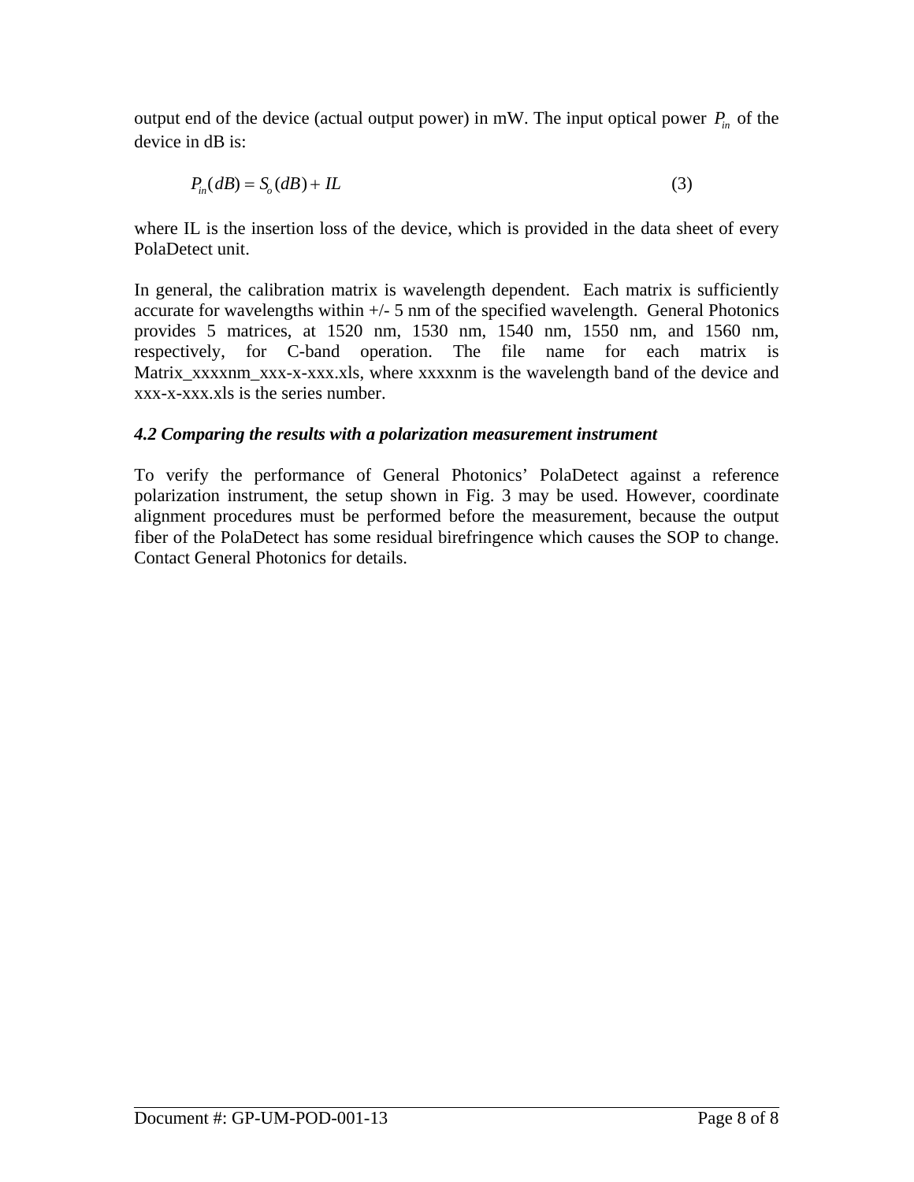output end of the device (actual output power) in mW. The input optical power $P_{in}$ of the device in dB is:

$$P_{in}(dB) = S_o(dB) + IL \tag{3}$$

where IL is the insertion loss of the device, which is provided in the data sheet of every PolaDetect unit.

In general, the calibration matrix is wavelength dependent. Each matrix is sufficiently accurate for wavelengths within +/- 5 nm of the specified wavelength. General Photonics provides 5 matrices, at 1520 nm, 1530 nm, 1540 nm, 1550 nm, and 1560 nm, respectively, for C-band operation. The file name for each matrix is Matrix_xxxxnm_xxx-x-xxx.xls, where xxxxnm is the wavelength band of the device and xxx-x-xxx.xls is the series number.

### *4.2 Comparing the results with a polarization measurement instrument*

To verify the performance of General Photonics' PolaDetect against a reference polarization instrument, the setup shown in Fig. 3 may be used. However, coordinate alignment procedures must be performed before the measurement, because the output fiber of the PolaDetect has some residual birefringence which causes the SOP to change. Contact General Photonics for details.